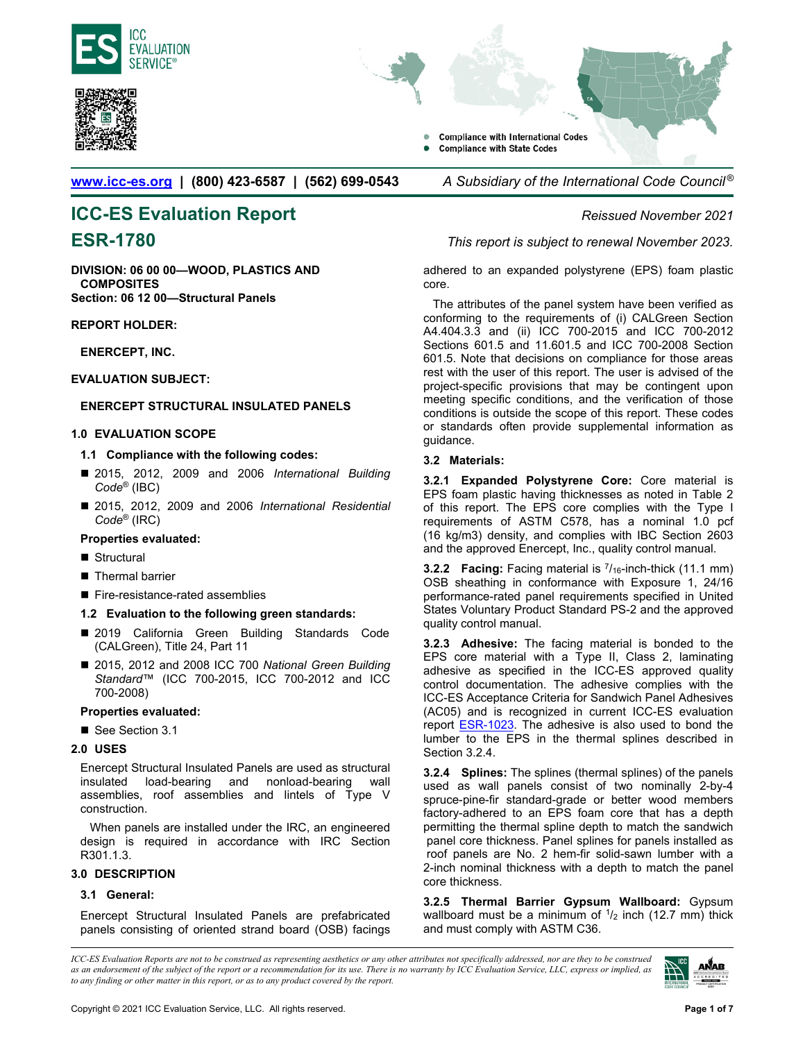www.icc-es.org | (800) 423-6587 | (562) 699-0543 *A Subsidiary of the International Code Council®*

# ICC-ES Evaluation Report

*Reissued November 2021*

# ESR-1780

*This report is subject to renewal November 2023.*

**DIVISION: 06 00 00—WOOD, PLASTICS AND COMPOSITES**
**Section: 06 12 00—Structural Panels**

**REPORT HOLDER:**

**ENERCEPT, INC.**

**EVALUATION SUBJECT:**

**ENERCEPT STRUCTURAL INSULATED PANELS**

## 1.0 EVALUATION SCOPE

### 1.1 Compliance with the following codes:

- 2015, 2012, 2009 and 2006 *International Building Code®* (IBC)
- 2015, 2012, 2009 and 2006 *International Residential Code®* (IRC)

**Properties evaluated:**

- Structural
- Thermal barrier
- Fire-resistance-rated assemblies

### 1.2 Evaluation to the following green standards:

- 2019 California Green Building Standards Code (CALGreen), Title 24, Part 11
- 2015, 2012 and 2008 ICC 700 *National Green Building Standard™* (ICC 700-2015, ICC 700-2012 and ICC 700-2008)

**Properties evaluated:**

- See Section 3.1

## 2.0 USES

Enercept Structural Insulated Panels are used as structural insulated load-bearing and nonload-bearing wall assemblies, roof assemblies and lintels of Type V construction.

When panels are installed under the IRC, an engineered design is required in accordance with IRC Section R301.1.3.

## 3.0 DESCRIPTION

### 3.1 General:

Enercept Structural Insulated Panels are prefabricated panels consisting of oriented strand board (OSB) facings adhered to an expanded polystyrene (EPS) foam plastic core.

The attributes of the panel system have been verified as conforming to the requirements of (i) CALGreen Section A4.404.3.3 and (ii) ICC 700-2015 and ICC 700-2012 Sections 601.5 and 11.601.5 and ICC 700-2008 Section 601.5. Note that decisions on compliance for those areas rest with the user of this report. The user is advised of the project-specific provisions that may be contingent upon meeting specific conditions, and the verification of those conditions is outside the scope of this report. These codes or standards often provide supplemental information as guidance.

### 3.2 Materials:

**3.2.1 Expanded Polystyrene Core:** Core material is EPS foam plastic having thicknesses as noted in Table 2 of this report. The EPS core complies with the Type I requirements of ASTM C578, has a nominal 1.0 pcf (16 kg/m3) density, and complies with IBC Section 2603 and the approved Enercept, Inc., quality control manual.

**3.2.2 Facing:** Facing material is $^{7}/_{16}$-inch-thick (11.1 mm) OSB sheathing in conformance with Exposure 1, 24/16 performance-rated panel requirements specified in United States Voluntary Product Standard PS-2 and the approved quality control manual.

**3.2.3 Adhesive:** The facing material is bonded to the EPS core material with a Type II, Class 2, laminating adhesive as specified in the ICC-ES approved quality control documentation. The adhesive complies with the ICC-ES Acceptance Criteria for Sandwich Panel Adhesives (AC05) and is recognized in current ICC-ES evaluation report ESR-1023. The adhesive is also used to bond the lumber to the EPS in the thermal splines described in Section 3.2.4.

**3.2.4 Splines:** The splines (thermal splines) of the panels used as wall panels consist of two nominally 2-by-4 spruce-pine-fir standard-grade or better wood members factory-adhered to an EPS foam core that has a depth permitting the thermal spline depth to match the sandwich panel core thickness. Panel splines for panels installed as roof panels are No. 2 hem-fir solid-sawn lumber with a 2-inch nominal thickness with a depth to match the panel core thickness.

**3.2.5 Thermal Barrier Gypsum Wallboard:** Gypsum wallboard must be a minimum of $^{1}/_{2}$ inch (12.7 mm) thick and must comply with ASTM C36.

*ICC-ES Evaluation Reports are not to be construed as representing aesthetics or any other attributes not specifically addressed, nor are they to be construed as an endorsement of the subject of the report or a recommendation for its use. There is no warranty by ICC Evaluation Service, LLC, express or implied, as to any finding or other matter in this report, or as to any product covered by the report.*

Copyright © 2021 ICC Evaluation Service, LLC. All rights reserved.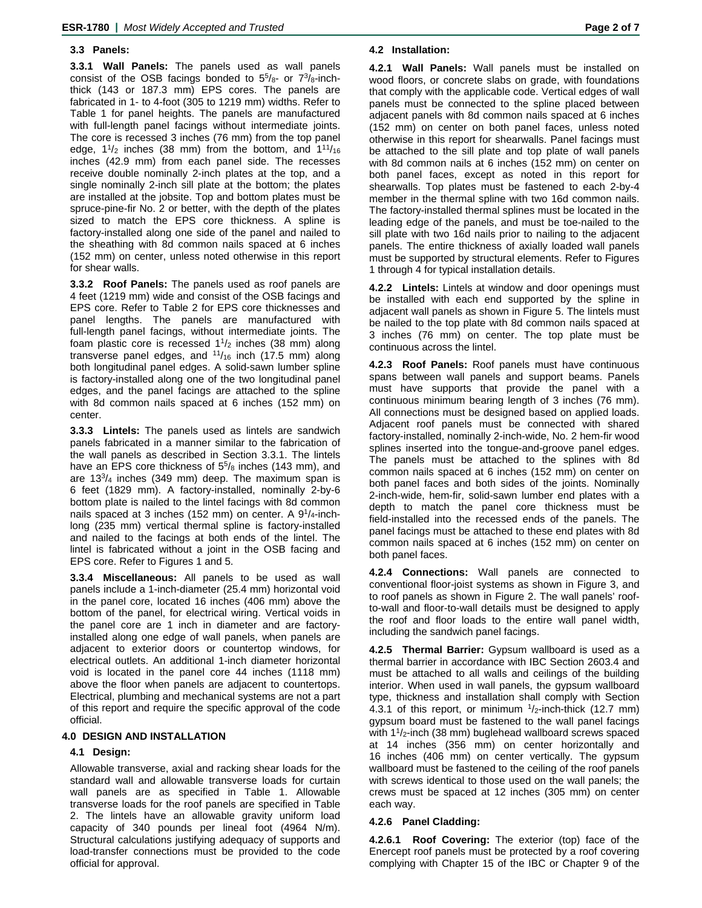### 3.3 Panels:

**3.3.1 Wall Panels:** The panels used as wall panels consist of the OSB facings bonded to $5^5/_8$- or $7^3/_8$-inch-thick (143 or 187.3 mm) EPS cores. The panels are fabricated in 1- to 4-foot (305 to 1219 mm) widths. Refer to Table 1 for panel heights. The panels are manufactured with full-length panel facings without intermediate joints. The core is recessed 3 inches (76 mm) from the top panel edge, $1^1/_2$ inches (38 mm) from the bottom, and $1^{11}/_{16}$ inches (42.9 mm) from each panel side. The recesses receive double nominally 2-inch plates at the top, and a single nominally 2-inch sill plate at the bottom; the plates are installed at the jobsite. Top and bottom plates must be spruce-pine-fir No. 2 or better, with the depth of the plates sized to match the EPS core thickness. A spline is factory-installed along one side of the panel and nailed to the sheathing with 8d common nails spaced at 6 inches (152 mm) on center, unless noted otherwise in this report for shear walls.

**3.3.2 Roof Panels:** The panels used as roof panels are 4 feet (1219 mm) wide and consist of the OSB facings and EPS core. Refer to Table 2 for EPS core thicknesses and panel lengths. The panels are manufactured with full-length panel facings, without intermediate joints. The foam plastic core is recessed $1^1/_2$ inches (38 mm) along transverse panel edges, and $^{11}/_{16}$ inch (17.5 mm) along both longitudinal panel edges. A solid-sawn lumber spline is factory-installed along one of the two longitudinal panel edges, and the panel facings are attached to the spline with 8d common nails spaced at 6 inches (152 mm) on center.

**3.3.3 Lintels:** The panels used as lintels are sandwich panels fabricated in a manner similar to the fabrication of the wall panels as described in Section 3.3.1. The lintels have an EPS core thickness of $5^5/_8$ inches (143 mm), and are $13^3/_4$ inches (349 mm) deep. The maximum span is 6 feet (1829 mm). A factory-installed, nominally 2-by-6 bottom plate is nailed to the lintel facings with 8d common nails spaced at 3 inches (152 mm) on center. A $9^1/_4$-inch-long (235 mm) vertical thermal spline is factory-installed and nailed to the facings at both ends of the lintel. The lintel is fabricated without a joint in the OSB facing and EPS core. Refer to Figures 1 and 5.

**3.3.4 Miscellaneous:** All panels to be used as wall panels include a 1-inch-diameter (25.4 mm) horizontal void in the panel core, located 16 inches (406 mm) above the bottom of the panel, for electrical wiring. Vertical voids in the panel core are 1 inch in diameter and are factory-installed along one edge of wall panels, when panels are adjacent to exterior doors or countertop windows, for electrical outlets. An additional 1-inch diameter horizontal void is located in the panel core 44 inches (1118 mm) above the floor when panels are adjacent to countertops. Electrical, plumbing and mechanical systems are not a part of this report and require the specific approval of the code official.

## 4.0 DESIGN AND INSTALLATION

### 4.1 Design:

Allowable transverse, axial and racking shear loads for the standard wall and allowable transverse loads for curtain wall panels are as specified in Table 1. Allowable transverse loads for the roof panels are specified in Table 2. The lintels have an allowable gravity uniform load capacity of 340 pounds per lineal foot (4964 N/m). Structural calculations justifying adequacy of supports and load-transfer connections must be provided to the code official for approval.

### 4.2 Installation:

**4.2.1 Wall Panels:** Wall panels must be installed on wood floors, or concrete slabs on grade, with foundations that comply with the applicable code. Vertical edges of wall panels must be connected to the spline placed between adjacent panels with 8d common nails spaced at 6 inches (152 mm) on center on both panel faces, unless noted otherwise in this report for shearwalls. Panel facings must be attached to the sill plate and top plate of wall panels with 8d common nails at 6 inches (152 mm) on center on both panel faces, except as noted in this report for shearwalls. Top plates must be fastened to each 2-by-4 member in the thermal spline with two 16d common nails. The factory-installed thermal splines must be located in the leading edge of the panels, and must be toe-nailed to the sill plate with two 16d nails prior to nailing to the adjacent panels. The entire thickness of axially loaded wall panels must be supported by structural elements. Refer to Figures 1 through 4 for typical installation details.

**4.2.2 Lintels:** Lintels at window and door openings must be installed with each end supported by the spline in adjacent wall panels as shown in Figure 5. The lintels must be nailed to the top plate with 8d common nails spaced at 3 inches (76 mm) on center. The top plate must be continuous across the lintel.

**4.2.3 Roof Panels:** Roof panels must have continuous spans between wall panels and support beams. Panels must have supports that provide the panel with a continuous minimum bearing length of 3 inches (76 mm). All connections must be designed based on applied loads. Adjacent roof panels must be connected with shared factory-installed, nominally 2-inch-wide, No. 2 hem-fir wood splines inserted into the tongue-and-groove panel edges. The panels must be attached to the splines with 8d common nails spaced at 6 inches (152 mm) on center on both panel faces and both sides of the joints. Nominally 2-inch-wide, hem-fir, solid-sawn lumber end plates with a depth to match the panel core thickness must be field-installed into the recessed ends of the panels. The panel facings must be attached to these end plates with 8d common nails spaced at 6 inches (152 mm) on center on both panel faces.

**4.2.4 Connections:** Wall panels are connected to conventional floor-joist systems as shown in Figure 3, and to roof panels as shown in Figure 2. The wall panels' roof-to-wall and floor-to-wall details must be designed to apply the roof and floor loads to the entire wall panel width, including the sandwich panel facings.

**4.2.5 Thermal Barrier:** Gypsum wallboard is used as a thermal barrier in accordance with IBC Section 2603.4 and must be attached to all walls and ceilings of the building interior. When used in wall panels, the gypsum wallboard type, thickness and installation shall comply with Section 4.3.1 of this report, or minimum $^1/_2$-inch-thick (12.7 mm) gypsum board must be fastened to the wall panel facings with $1^1/_2$-inch (38 mm) buglehead wallboard screws spaced at 14 inches (356 mm) on center horizontally and 16 inches (406 mm) on center vertically. The gypsum wallboard must be fastened to the ceiling of the roof panels with screws identical to those used on the wall panels; the crews must be spaced at 12 inches (305 mm) on center each way.

**4.2.6 Panel Cladding:**

**4.2.6.1 Roof Covering:** The exterior (top) face of the Enercept roof panels must be protected by a roof covering complying with Chapter 15 of the IBC or Chapter 9 of the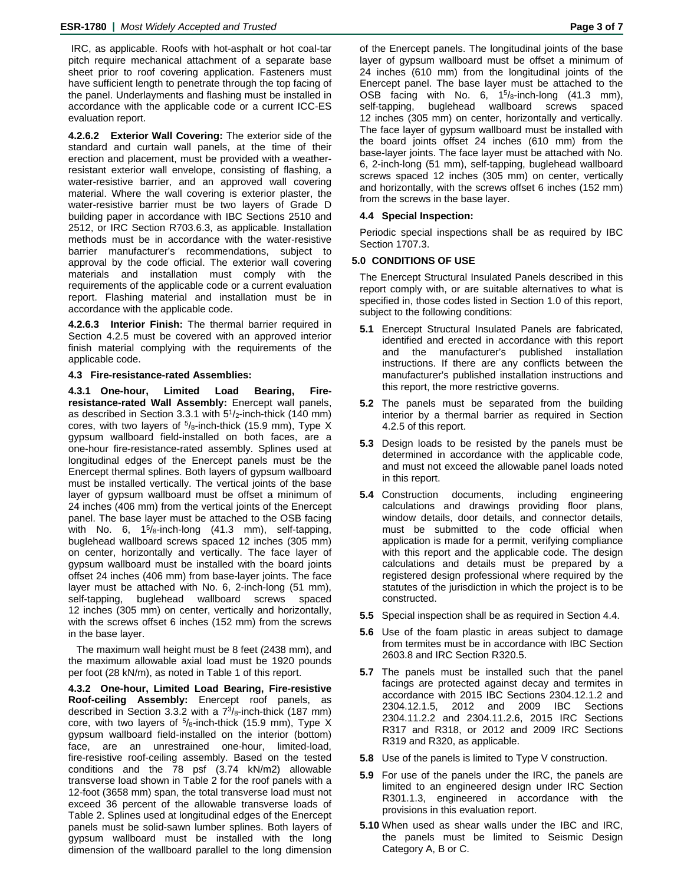IRC, as applicable. Roofs with hot-asphalt or hot coal-tar pitch require mechanical attachment of a separate base sheet prior to roof covering application. Fasteners must have sufficient length to penetrate through the top facing of the panel. Underlayments and flashing must be installed in accordance with the applicable code or a current ICC-ES evaluation report.

**4.2.6.2 Exterior Wall Covering:** The exterior side of the standard and curtain wall panels, at the time of their erection and placement, must be provided with a weather-resistant exterior wall envelope, consisting of flashing, a water-resistive barrier, and an approved wall covering material. Where the wall covering is exterior plaster, the water-resistive barrier must be two layers of Grade D building paper in accordance with IBC Sections 2510 and 2512, or IRC Section R703.6.3, as applicable. Installation methods must be in accordance with the water-resistive barrier manufacturer's recommendations, subject to approval by the code official. The exterior wall covering materials and installation must comply with the requirements of the applicable code or a current evaluation report. Flashing material and installation must be in accordance with the applicable code.

**4.2.6.3 Interior Finish:** The thermal barrier required in Section 4.2.5 must be covered with an approved interior finish material complying with the requirements of the applicable code.

### 4.3 Fire-resistance-rated Assemblies:

**4.3.1 One-hour, Limited Load Bearing, Fire-resistance-rated Wall Assembly:** Enercept wall panels, as described in Section 3.3.1 with 5$^1$/$_2$-inch-thick (140 mm) cores, with two layers of $^5$/$_8$-inch-thick (15.9 mm), Type X gypsum wallboard field-installed on both faces, are a one-hour fire-resistance-rated assembly. Splines used at longitudinal edges of the Enercept panels must be the Enercept thermal splines. Both layers of gypsum wallboard must be installed vertically. The vertical joints of the base layer of gypsum wallboard must be offset a minimum of 24 inches (406 mm) from the vertical joints of the Enercept panel. The base layer must be attached to the OSB facing with No. 6, 1$^5$/$_8$-inch-long (41.3 mm), self-tapping, buglehead wallboard screws spaced 12 inches (305 mm) on center, horizontally and vertically. The face layer of gypsum wallboard must be installed with the board joints offset 24 inches (406 mm) from base-layer joints. The face layer must be attached with No. 6, 2-inch-long (51 mm), self-tapping, buglehead wallboard screws spaced 12 inches (305 mm) on center, vertically and horizontally, with the screws offset 6 inches (152 mm) from the screws in the base layer.

The maximum wall height must be 8 feet (2438 mm), and the maximum allowable axial load must be 1920 pounds per foot (28 kN/m), as noted in Table 1 of this report.

**4.3.2 One-hour, Limited Load Bearing, Fire-resistive Roof-ceiling Assembly:** Enercept roof panels, as described in Section 3.3.2 with a 7$^3$/$_8$-inch-thick (187 mm) core, with two layers of $^5$/$_8$-inch-thick (15.9 mm), Type X gypsum wallboard field-installed on the interior (bottom) face, are an unrestrained one-hour, limited-load, fire-resistive roof-ceiling assembly. Based on the tested conditions and the 78 psf (3.74 kN/m2) allowable transverse load shown in Table 2 for the roof panels with a 12-foot (3658 mm) span, the total transverse load must not exceed 36 percent of the allowable transverse loads of Table 2. Splines used at longitudinal edges of the Enercept panels must be solid-sawn lumber splines. Both layers of gypsum wallboard must be installed with the long dimension of the wallboard parallel to the long dimension of the Enercept panels. The longitudinal joints of the base layer of gypsum wallboard must be offset a minimum of 24 inches (610 mm) from the longitudinal joints of the Enercept panel. The base layer must be attached to the OSB facing with No. 6, 1$^5$/$_8$-inch-long (41.3 mm), self-tapping, buglehead wallboard screws spaced 12 inches (305 mm) on center, horizontally and vertically. The face layer of gypsum wallboard must be installed with the board joints offset 24 inches (610 mm) from the base-layer joints. The face layer must be attached with No. 6, 2-inch-long (51 mm), self-tapping, buglehead wallboard screws spaced 12 inches (305 mm) on center, vertically and horizontally, with the screws offset 6 inches (152 mm) from the screws in the base layer.

### 4.4 Special Inspection:

Periodic special inspections shall be as required by IBC Section 1707.3.

## 5.0 CONDITIONS OF USE

The Enercept Structural Insulated Panels described in this report comply with, or are suitable alternatives to what is specified in, those codes listed in Section 1.0 of this report, subject to the following conditions:

**5.1** Enercept Structural Insulated Panels are fabricated, identified and erected in accordance with this report and the manufacturer's published installation instructions. If there are any conflicts between the manufacturer's published installation instructions and this report, the more restrictive governs.

**5.2** The panels must be separated from the building interior by a thermal barrier as required in Section 4.2.5 of this report.

**5.3** Design loads to be resisted by the panels must be determined in accordance with the applicable code, and must not exceed the allowable panel loads noted in this report.

**5.4** Construction documents, including engineering calculations and drawings providing floor plans, window details, door details, and connector details, must be submitted to the code official when application is made for a permit, verifying compliance with this report and the applicable code. The design calculations and details must be prepared by a registered design professional where required by the statutes of the jurisdiction in which the project is to be constructed.

**5.5** Special inspection shall be as required in Section 4.4.

**5.6** Use of the foam plastic in areas subject to damage from termites must be in accordance with IBC Section 2603.8 and IRC Section R320.5.

**5.7** The panels must be installed such that the panel facings are protected against decay and termites in accordance with 2015 IBC Sections 2304.12.1.2 and 2304.12.1.5, 2012 and 2009 IBC Sections 2304.11.2.2 and 2304.11.2.6, 2015 IRC Sections R317 and R318, or 2012 and 2009 IRC Sections R319 and R320, as applicable.

**5.8** Use of the panels is limited to Type V construction.

**5.9** For use of the panels under the IRC, the panels are limited to an engineered design under IRC Section R301.1.3, engineered in accordance with the provisions in this evaluation report.

**5.10** When used as shear walls under the IBC and IRC, the panels must be limited to Seismic Design Category A, B or C.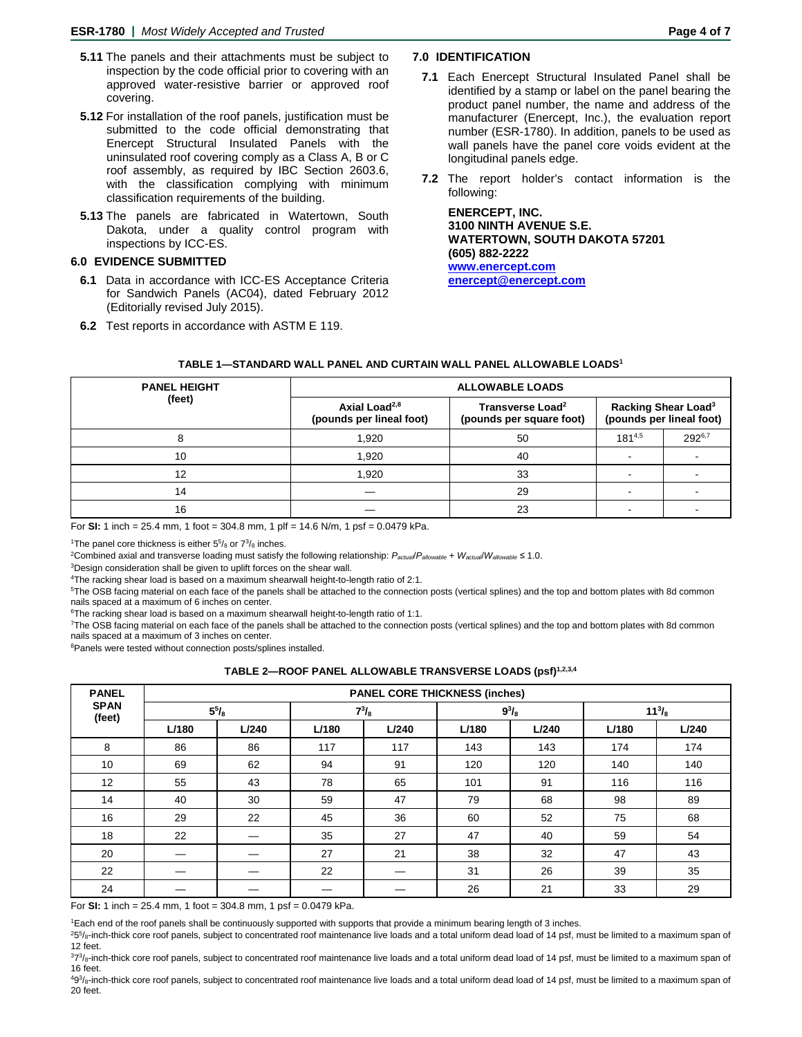5.11 The panels and their attachments must be subject to inspection by the code official prior to covering with an approved water-resistive barrier or approved roof covering.

5.12 For installation of the roof panels, justification must be submitted to the code official demonstrating that Enercept Structural Insulated Panels with the uninsulated roof covering comply as a Class A, B or C roof assembly, as required by IBC Section 2603.6, with the classification complying with minimum classification requirements of the building.

5.13 The panels are fabricated in Watertown, South Dakota, under a quality control program with inspections by ICC-ES.

## 6.0 EVIDENCE SUBMITTED

6.1 Data in accordance with ICC-ES Acceptance Criteria for Sandwich Panels (AC04), dated February 2012 (Editorially revised July 2015).

6.2 Test reports in accordance with ASTM E 119.

## 7.0 IDENTIFICATION

7.1 Each Enercept Structural Insulated Panel shall be identified by a stamp or label on the panel bearing the product panel number, the name and address of the manufacturer (Enercept, Inc.), the evaluation report number (ESR-1780). In addition, panels to be used as wall panels have the panel core voids evident at the longitudinal panels edge.

7.2 The report holder's contact information is the following:

**ENERCEPT, INC.**
**3100 NINTH AVENUE S.E.**
**WATERTOWN, SOUTH DAKOTA 57201**
**(605) 882-2222**
**www.enercept.com**
**enercept@enercept.com**

**TABLE 1—STANDARD WALL PANEL AND CURTAIN WALL PANEL ALLOWABLE LOADS[1]**

| PANEL HEIGHT (feet) | ALLOWABLE LOADS | | | |
|---|---|---|---|---|
| | Axial Load[2,8] (pounds per lineal foot) | Transverse Load[2] (pounds per square foot) | Racking Shear Load[3] (pounds per lineal foot) | |
| 8 | 1,920 | 50 | 181[4,5] | 292[6,7] |
| 10 | 1,920 | 40 | - | - |
| 12 | 1,920 | 33 | - | - |
| 14 | — | 29 | - | - |
| 16 | — | 23 | - | - |

For **SI:** 1 inch = 25.4 mm, 1 foot = 304.8 mm, 1 plf = 14.6 N/m, 1 psf = 0.0479 kPa.

[1]The panel core thickness is either $5^5/_8$ or $7^3/_8$ inches.

[2]Combined axial and transverse loading must satisfy the following relationship: $P_{actual}/P_{allowable} + W_{actual}/W_{allowable} \leq 1.0$.

[3]Design consideration shall be given to uplift forces on the shear wall.

[4]The racking shear load is based on a maximum shearwall height-to-length ratio of 2:1.

[5]The OSB facing material on each face of the panels shall be attached to the connection posts (vertical splines) and the top and bottom plates with 8d common nails spaced at a maximum of 6 inches on center.

[6]The racking shear load is based on a maximum shearwall height-to-length ratio of 1:1.

[7]The OSB facing material on each face of the panels shall be attached to the connection posts (vertical splines) and the top and bottom plates with 8d common nails spaced at a maximum of 3 inches on center.

[8]Panels were tested without connection posts/splines installed.

**TABLE 2—ROOF PANEL ALLOWABLE TRANSVERSE LOADS (psf)[1,2,3,4]**

| PANEL SPAN (feet) | PANEL CORE THICKNESS (inches) | | | | | | | |
|---|---|---|---|---|---|---|---|---|
| | $5^5/_8$ | | $7^3/_8$ | | $9^3/_8$ | | $11^3/_8$ | |
| | L/180 | L/240 | L/180 | L/240 | L/180 | L/240 | L/180 | L/240 |
| 8 | 86 | 86 | 117 | 117 | 143 | 143 | 174 | 174 |
| 10 | 69 | 62 | 94 | 91 | 120 | 120 | 140 | 140 |
| 12 | 55 | 43 | 78 | 65 | 101 | 91 | 116 | 116 |
| 14 | 40 | 30 | 59 | 47 | 79 | 68 | 98 | 89 |
| 16 | 29 | 22 | 45 | 36 | 60 | 52 | 75 | 68 |
| 18 | 22 | — | 35 | 27 | 47 | 40 | 59 | 54 |
| 20 | — | — | 27 | 21 | 38 | 32 | 47 | 43 |
| 22 | — | — | 22 | — | 31 | 26 | 39 | 35 |
| 24 | — | — | — | — | 26 | 21 | 33 | 29 |

For **SI:** 1 inch = 25.4 mm, 1 foot = 304.8 mm, 1 psf = 0.0479 kPa.

[1]Each end of the roof panels shall be continuously supported with supports that provide a minimum bearing length of 3 inches.

[2]$5^5/_8$-inch-thick core roof panels, subject to concentrated roof maintenance live loads and a total uniform dead load of 14 psf, must be limited to a maximum span of 12 feet.

[3]$7^3/_8$-inch-thick core roof panels, subject to concentrated roof maintenance live loads and a total uniform dead load of 14 psf, must be limited to a maximum span of 16 feet.

[4]$9^3/_8$-inch-thick core roof panels, subject to concentrated roof maintenance live loads and a total uniform dead load of 14 psf, must be limited to a maximum span of 20 feet.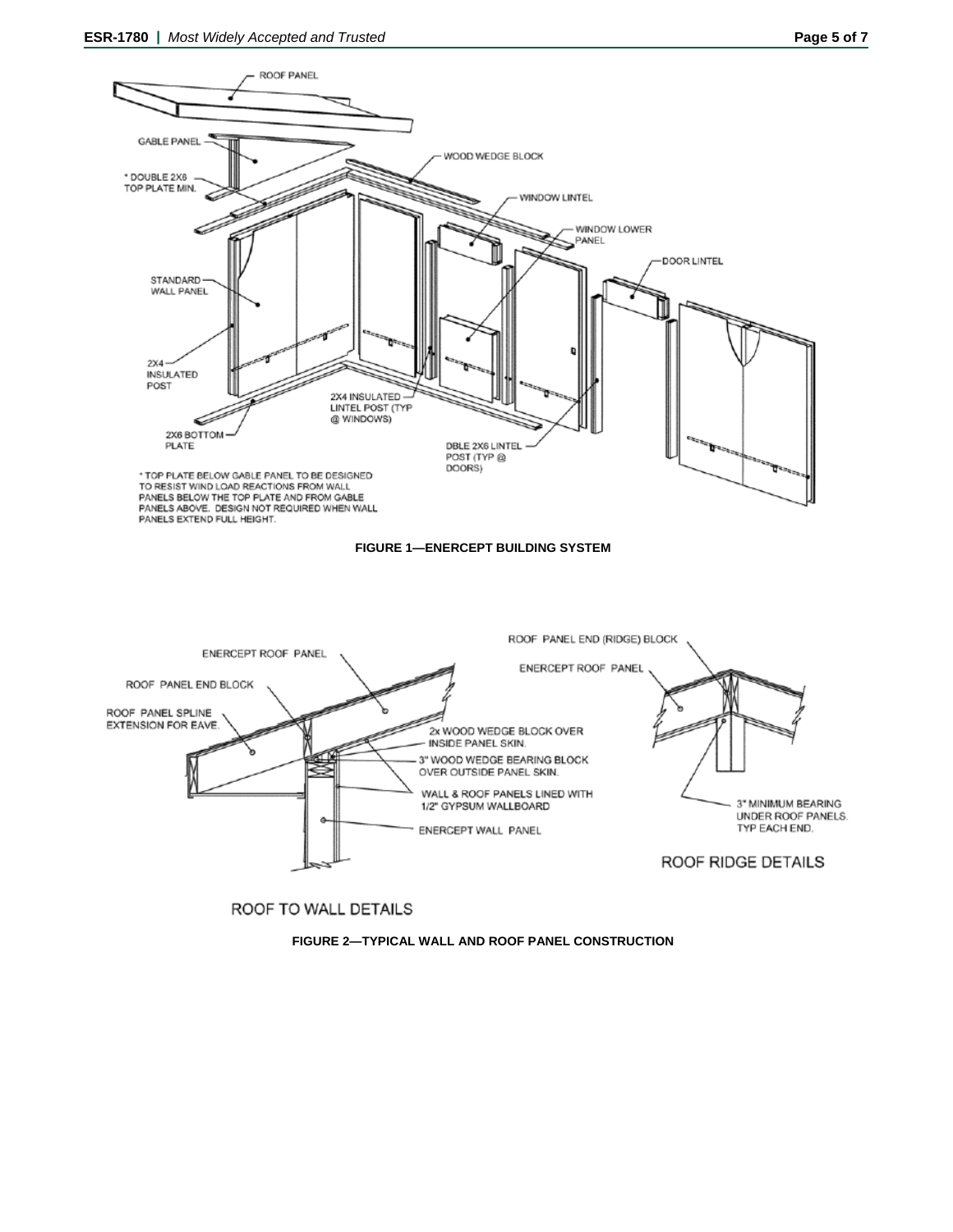ROOF PANEL

GABLE PANEL

\* DOUBLE 2X6 TOP PLATE MIN.

WOOD WEDGE BLOCK

WINDOW LINTEL

WINDOW LOWER PANEL

DOOR LINTEL

STANDARD WALL PANEL

2X4 INSULATED POST

2X4 INSULATED LINTEL POST (TYP @ WINDOWS)

2X6 BOTTOM PLATE

DBLE 2X6 LINTEL POST (TYP @ DOORS)

\* TOP PLATE BELOW GABLE PANEL TO BE DESIGNED TO RESIST WIND LOAD REACTIONS FROM WALL PANELS BELOW THE TOP PLATE AND FROM GABLE PANELS ABOVE. DESIGN NOT REQUIRED WHEN WALL PANELS EXTEND FULL HEIGHT.

**FIGURE 1—ENERCEPT BUILDING SYSTEM**

ENERCEPT ROOF PANEL

ROOF PANEL END BLOCK

ROOF PANEL SPLINE EXTENSION FOR EAVE.

2x WOOD WEDGE BLOCK OVER INSIDE PANEL SKIN.

3" WOOD WEDGE BEARING BLOCK OVER OUTSIDE PANEL SKIN.

WALL & ROOF PANELS LINED WITH 1/2" GYPSUM WALLBOARD

ENERCEPT WALL PANEL

ROOF TO WALL DETAILS

ROOF PANEL END (RIDGE) BLOCK

ENERCEPT ROOF PANEL

3" MINIMUM BEARING UNDER ROOF PANELS. TYP EACH END.

ROOF RIDGE DETAILS

**FIGURE 2—TYPICAL WALL AND ROOF PANEL CONSTRUCTION**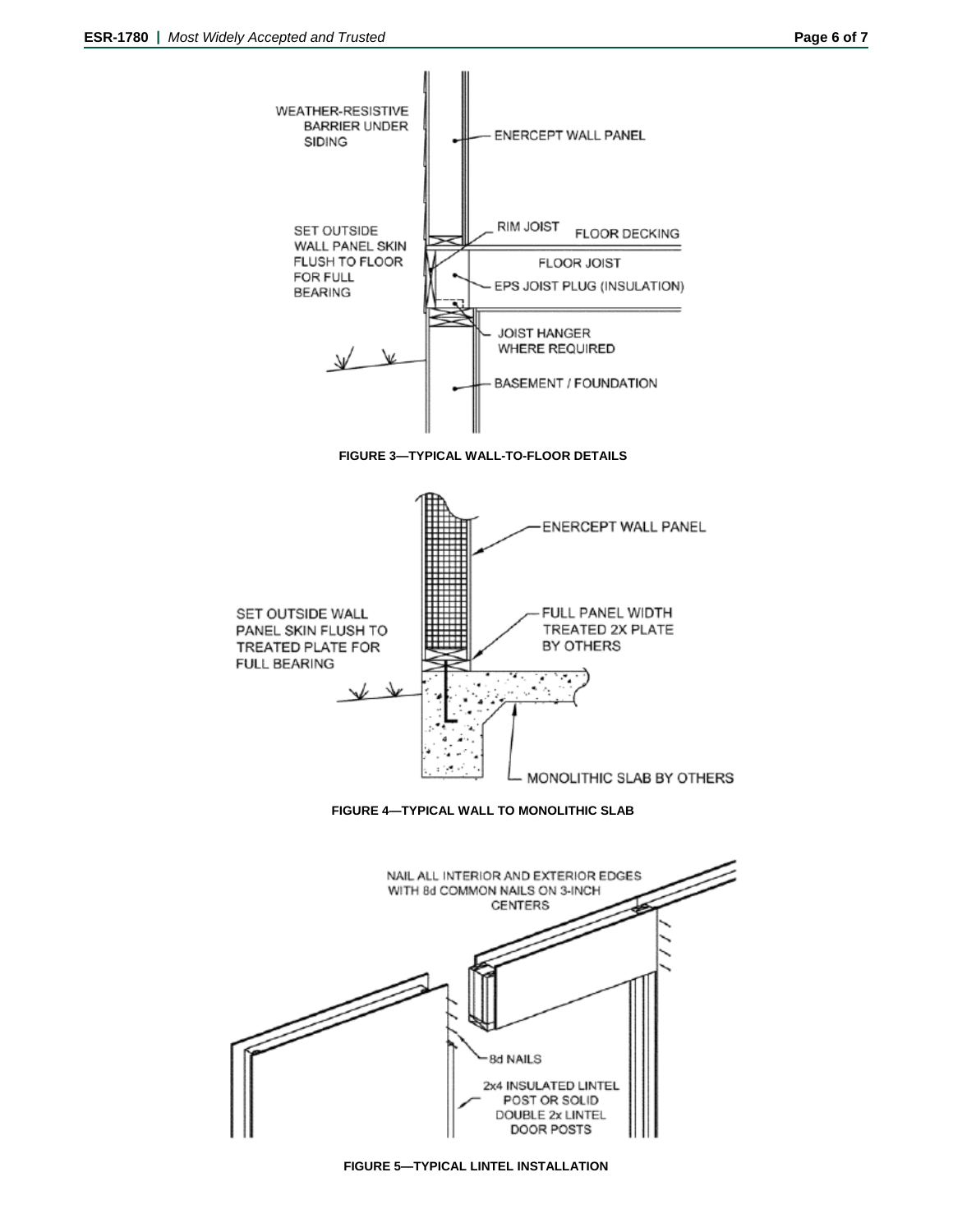WEATHER-RESISTIVE BARRIER UNDER SIDING

ENERCEPT WALL PANEL

SET OUTSIDE WALL PANEL SKIN FLUSH TO FLOOR FOR FULL BEARING

RIM JOIST

FLOOR DECKING

FLOOR JOIST

EPS JOIST PLUG (INSULATION)

JOIST HANGER WHERE REQUIRED

BASEMENT / FOUNDATION

**FIGURE 3—TYPICAL WALL-TO-FLOOR DETAILS**

ENERCEPT WALL PANEL

SET OUTSIDE WALL PANEL SKIN FLUSH TO TREATED PLATE FOR FULL BEARING

FULL PANEL WIDTH TREATED 2X PLATE BY OTHERS

MONOLITHIC SLAB BY OTHERS

**FIGURE 4—TYPICAL WALL TO MONOLITHIC SLAB**

NAIL ALL INTERIOR AND EXTERIOR EDGES WITH 8d COMMON NAILS ON 3-INCH CENTERS

8d NAILS

2x4 INSULATED LINTEL POST OR SOLID DOUBLE 2x LINTEL DOOR POSTS

**FIGURE 5—TYPICAL LINTEL INSTALLATION**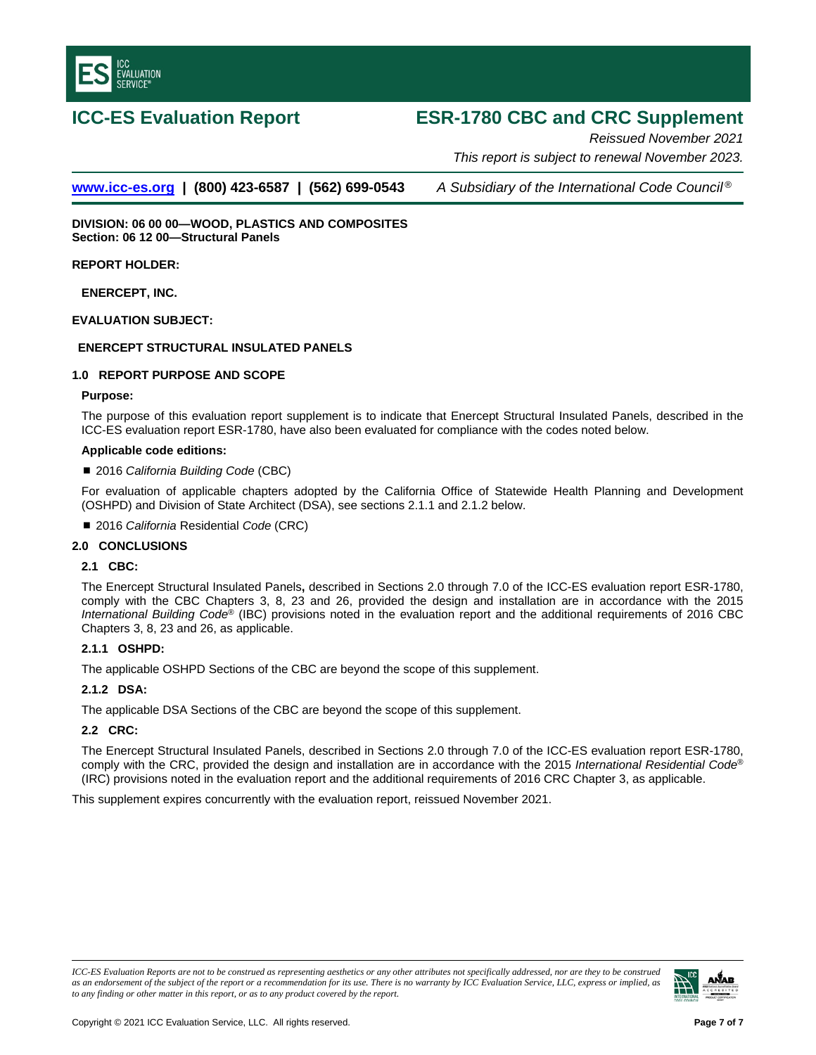# ICC-ES Evaluation Report

# ESR-1780 CBC and CRC Supplement

*Reissued November 2021*

*This report is subject to renewal November 2023.*

www.icc-es.org | (800) 423-6587 | (562) 699-0543 *A Subsidiary of the International Code Council®*

**DIVISION: 06 00 00—WOOD, PLASTICS AND COMPOSITES**
**Section: 06 12 00—Structural Panels**

**REPORT HOLDER:**

**ENERCEPT, INC.**

**EVALUATION SUBJECT:**

**ENERCEPT STRUCTURAL INSULATED PANELS**

## 1.0 REPORT PURPOSE AND SCOPE

**Purpose:**

The purpose of this evaluation report supplement is to indicate that Enercept Structural Insulated Panels, described in the ICC-ES evaluation report ESR-1780, have also been evaluated for compliance with the codes noted below.

**Applicable code editions:**

- 2016 *California Building Code* (CBC)

For evaluation of applicable chapters adopted by the California Office of Statewide Health Planning and Development (OSHPD) and Division of State Architect (DSA), see sections 2.1.1 and 2.1.2 below.

- 2016 *California* Residential *Code* (CRC)

## 2.0 CONCLUSIONS

### 2.1 CBC:

The Enercept Structural Insulated Panels**,** described in Sections 2.0 through 7.0 of the ICC-ES evaluation report ESR-1780, comply with the CBC Chapters 3, 8, 23 and 26, provided the design and installation are in accordance with the 2015 *International Building Code®* (IBC) provisions noted in the evaluation report and the additional requirements of 2016 CBC Chapters 3, 8, 23 and 26, as applicable.

#### 2.1.1 OSHPD:

The applicable OSHPD Sections of the CBC are beyond the scope of this supplement.

#### 2.1.2 DSA:

The applicable DSA Sections of the CBC are beyond the scope of this supplement.

### 2.2 CRC:

The Enercept Structural Insulated Panels, described in Sections 2.0 through 7.0 of the ICC-ES evaluation report ESR-1780, comply with the CRC, provided the design and installation are in accordance with the 2015 *International Residential Code®* (IRC) provisions noted in the evaluation report and the additional requirements of 2016 CRC Chapter 3, as applicable.

This supplement expires concurrently with the evaluation report, reissued November 2021.

*ICC-ES Evaluation Reports are not to be construed as representing aesthetics or any other attributes not specifically addressed, nor are they to be construed as an endorsement of the subject of the report or a recommendation for its use. There is no warranty by ICC Evaluation Service, LLC, express or implied, as to any finding or other matter in this report, or as to any product covered by the report.*

Copyright © 2021 ICC Evaluation Service, LLC. All rights reserved.